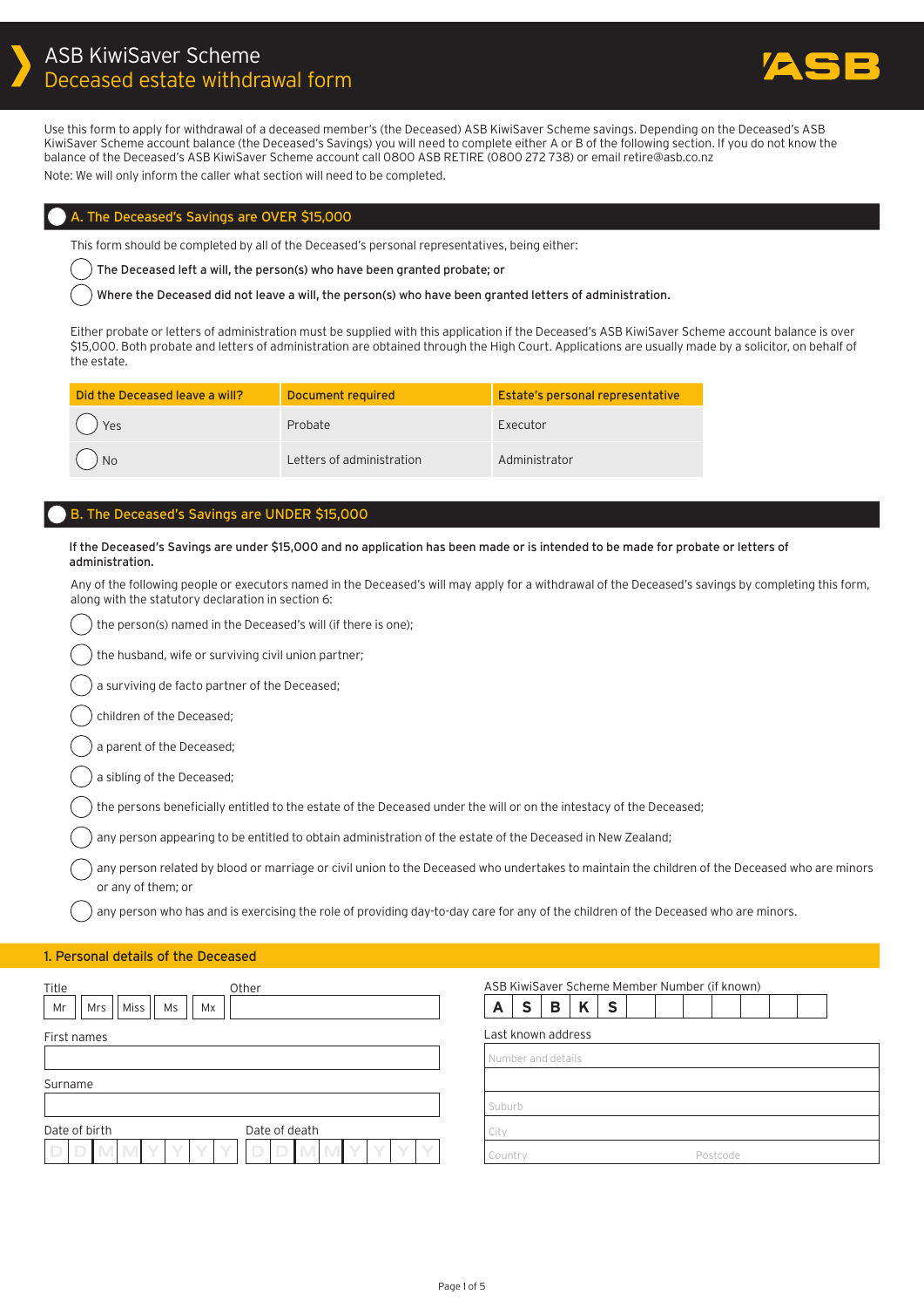# ASB KiwiSaver Scheme
## Deceased estate withdrawal form

Use this form to apply for withdrawal of a deceased member's (the Deceased) ASB KiwiSaver Scheme savings. Depending on the Deceased's ASB KiwiSaver Scheme account balance (the Deceased's Savings) you will need to complete either A or B of the following section. If you do not know the balance of the Deceased's ASB KiwiSaver Scheme account call 0800 ASB RETIRE (0800 272 738) or email retire@asb.co.nz

Note: We will only inform the caller what section will need to be completed.

## A. The Deceased's Savings are OVER $15,000

This form should be completed by all of the Deceased's personal representatives, being either:

- ◯ **The Deceased left a will, the person(s) who have been granted probate; or**
- ◯ **Where the Deceased did not leave a will, the person(s) who have been granted letters of administration.**

Either probate or letters of administration must be supplied with this application if the Deceased's ASB KiwiSaver Scheme account balance is over $15,000. Both probate and letters of administration are obtained through the High Court. Applications are usually made by a solicitor, on behalf of the estate.

| Did the Deceased leave a will? | Document required | Estate's personal representative |
|---|---|---|
| ◯ Yes | Probate | Executor |
| ◯ No | Letters of administration | Administrator |

## B. The Deceased's Savings are UNDER $15,000

**If the Deceased's Savings are under $15,000 and no application has been made or is intended to be made for probate or letters of administration.**

Any of the following people or executors named in the Deceased's will may apply for a withdrawal of the Deceased's savings by completing this form, along with the statutory declaration in section 6:

- ◯ the person(s) named in the Deceased's will (if there is one);
- ◯ the husband, wife or surviving civil union partner;
- ◯ a surviving de facto partner of the Deceased;
- ◯ children of the Deceased;
- ◯ a parent of the Deceased;
- ◯ a sibling of the Deceased;
- ◯ the persons beneficially entitled to the estate of the Deceased under the will or on the intestacy of the Deceased;
- ◯ any person appearing to be entitled to obtain administration of the estate of the Deceased in New Zealand;
- ◯ any person related by blood or marriage or civil union to the Deceased who undertakes to maintain the children of the Deceased who are minors or any of them; or
- ◯ any person who has and is exercising the role of providing day-to-day care for any of the children of the Deceased who are minors.

## 1. Personal details of the Deceased

Title: ☐ Mr ☐ Mrs ☐ Miss ☐ Ms ☐ Mx Other: ____________

First names: ____________

Surname: ____________

Date of birth: DD MM YYYY

Date of death: DD MM YYYY

ASB KiwiSaver Scheme Member Number (if known): A S B K S _ _ _ _ _ _ _

Last known address:

Number and details: ____________

Suburb: ____________

City: ____________

Country: ____________ Postcode: ____________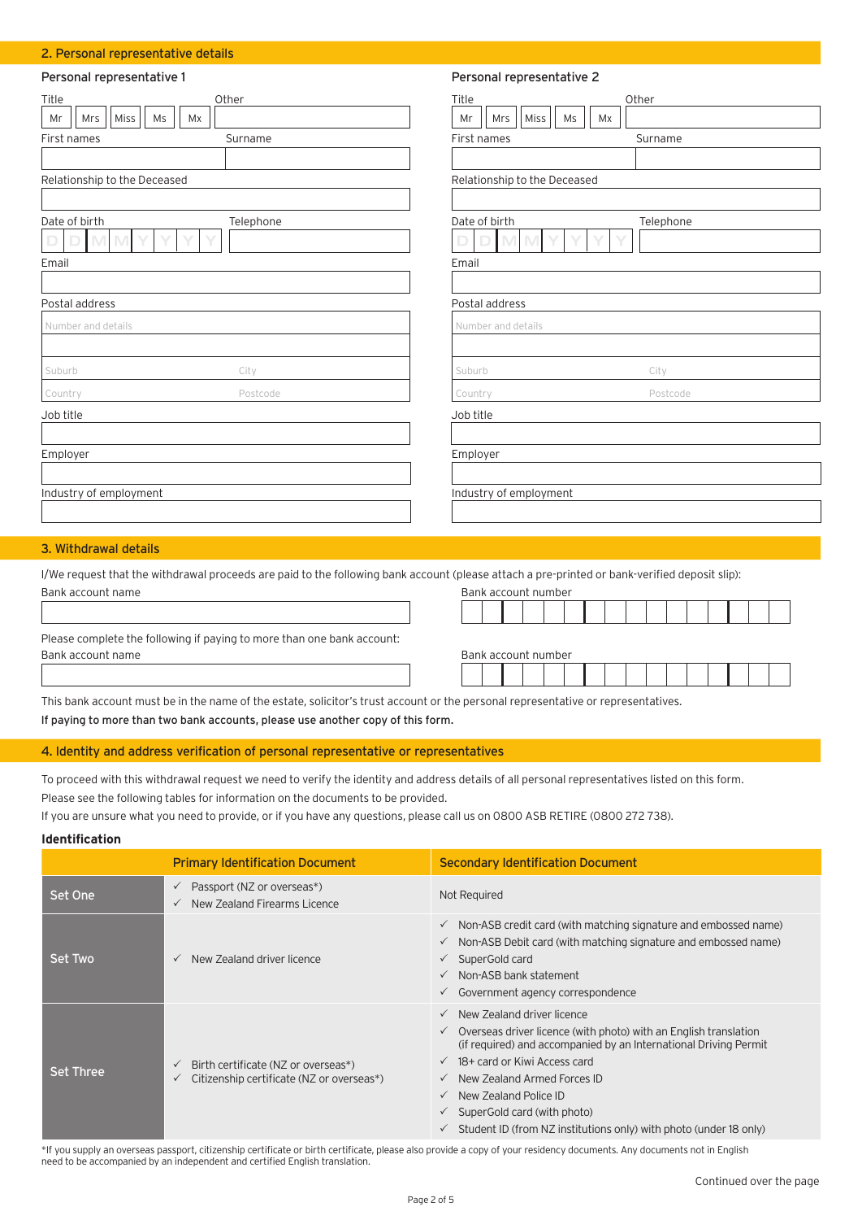## 2. Personal representative details

### Personal representative 1

Title: Mr | Mrs | Miss | Ms | Mx    Other

First names    Surname

Relationship to the Deceased

Date of birth D D M M Y Y Y Y    Telephone

Email

Postal address

Number and details

Suburb    City

Country    Postcode

Job title

Employer

Industry of employment

### Personal representative 2

Title: Mr | Mrs | Miss | Ms | Mx    Other

First names    Surname

Relationship to the Deceased

Date of birth D D M M Y Y Y Y    Telephone

Email

Postal address

Number and details

Suburb    City

Country    Postcode

Job title

Employer

Industry of employment

## 3. Withdrawal details

I/We request that the withdrawal proceeds are paid to the following bank account (please attach a pre-printed or bank-verified deposit slip):

Bank account name    Bank account number

Please complete the following if paying to more than one bank account:

Bank account name    Bank account number

This bank account must be in the name of the estate, solicitor's trust account or the personal representative or representatives.

**If paying to more than two bank accounts, please use another copy of this form.**

## 4. Identity and address verification of personal representative or representatives

To proceed with this withdrawal request we need to verify the identity and address details of all personal representatives listed on this form.

Please see the following tables for information on the documents to be provided.

If you are unsure what you need to provide, or if you have any questions, please call us on 0800 ASB RETIRE (0800 272 738).

### Identification

| | Primary Identification Document | Secondary Identification Document |
|---|---|---|
| Set One | ✓ Passport (NZ or overseas*)<br>✓ New Zealand Firearms Licence | Not Required |
| Set Two | ✓ New Zealand driver licence | ✓ Non-ASB credit card (with matching signature and embossed name)<br>✓ Non-ASB Debit card (with matching signature and embossed name)<br>✓ SuperGold card<br>✓ Non-ASB bank statement<br>✓ Government agency correspondence |
| Set Three | ✓ Birth certificate (NZ or overseas*)<br>✓ Citizenship certificate (NZ or overseas*) | ✓ New Zealand driver licence<br>✓ Overseas driver licence (with photo) with an English translation (if required) and accompanied by an International Driving Permit<br>✓ 18+ card or Kiwi Access card<br>✓ New Zealand Armed Forces ID<br>✓ New Zealand Police ID<br>✓ SuperGold card (with photo)<br>✓ Student ID (from NZ institutions only) with photo (under 18 only) |

*If you supply an overseas passport, citizenship certificate or birth certificate, please also provide a copy of your residency documents. Any documents not in English need to be accompanied by an independent and certified English translation.

Continued over the page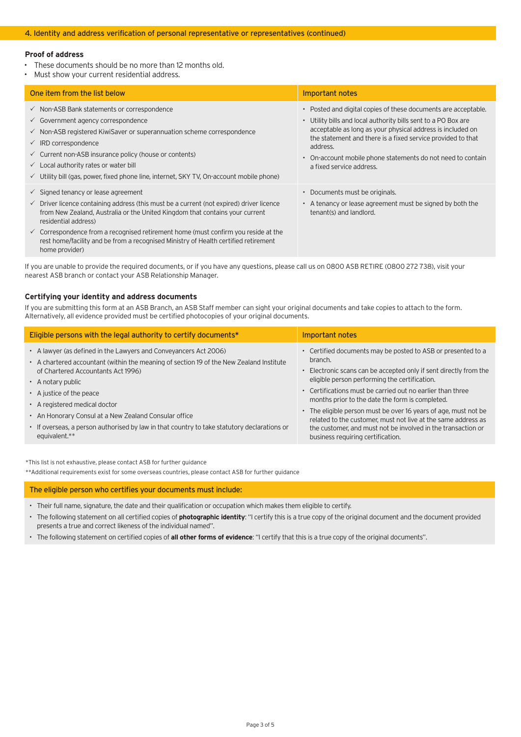## 4. Identity and address verification of personal representative or representatives (continued)

### Proof of address

- These documents should be no more than 12 months old.
- Must show your current residential address.

| One item from the list below | Important notes |
|---|---|
| ✓ Non-ASB Bank statements or correspondence<br>✓ Government agency correspondence<br>✓ Non-ASB registered KiwiSaver or superannuation scheme correspondence<br>✓ IRD correspondence<br>✓ Current non-ASB insurance policy (house or contents)<br>✓ Local authority rates or water bill<br>✓ Utility bill (gas, power, fixed phone line, internet, SKY TV, On-account mobile phone) | • Posted and digital copies of these documents are acceptable.<br>• Utility bills and local authority bills sent to a PO Box are acceptable as long as your physical address is included on the statement and there is a fixed service provided to that address.<br>• On-account mobile phone statements do not need to contain a fixed service address. |
| ✓ Signed tenancy or lease agreement<br>✓ Driver licence containing address (this must be a current (not expired) driver licence from New Zealand, Australia or the United Kingdom that contains your current residential address)<br>✓ Correspondence from a recognised retirement home (must confirm you reside at the rest home/facility and be from a recognised Ministry of Health certified retirement home provider) | • Documents must be originals.<br>• A tenancy or lease agreement must be signed by both the tenant(s) and landlord. |

If you are unable to provide the required documents, or if you have any questions, please call us on 0800 ASB RETIRE (0800 272 738), visit your nearest ASB branch or contact your ASB Relationship Manager.

### Certifying your identity and address documents

If you are submitting this form at an ASB Branch, an ASB Staff member can sight your original documents and take copies to attach to the form. Alternatively, all evidence provided must be certified photocopies of your original documents.

| Eligible persons with the legal authority to certify documents* | Important notes |
|---|---|
| • A lawyer (as defined in the Lawyers and Conveyancers Act 2006)<br>• A chartered accountant (within the meaning of section 19 of the New Zealand Institute of Chartered Accountants Act 1996)<br>• A notary public<br>• A justice of the peace<br>• A registered medical doctor<br>• An Honorary Consul at a New Zealand Consular office<br>• If overseas, a person authorised by law in that country to take statutory declarations or equivalent.** | • Certified documents may be posted to ASB or presented to a branch.<br>• Electronic scans can be accepted only if sent directly from the eligible person performing the certification.<br>• Certifications must be carried out no earlier than three months prior to the date the form is completed.<br>• The eligible person must be over 16 years of age, must not be related to the customer, must not live at the same address as the customer, and must not be involved in the transaction or business requiring certification. |

*This list is not exhaustive, please contact ASB for further guidance

**Additional requirements exist for some overseas countries, please contact ASB for further guidance

### The eligible person who certifies your documents must include:

- Their full name, signature, the date and their qualification or occupation which makes them eligible to certify.
- The following statement on all certified copies of **photographic identity**: "I certify this is a true copy of the original document and the document provided presents a true and correct likeness of the individual named".
- The following statement on certified copies of **all other forms of evidence**: "I certify that this is a true copy of the original documents".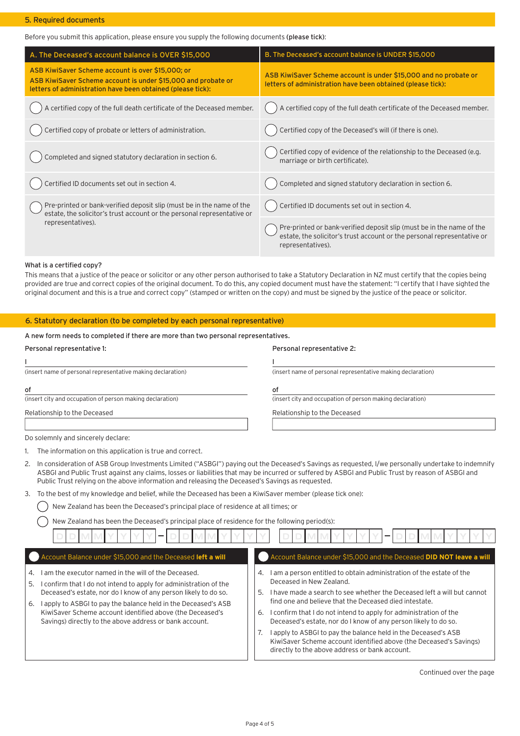## 5. Required documents

Before you submit this application, please ensure you supply the following documents **(please tick)**:

| A. The Deceased's account balance is OVER $15,000 | B. The Deceased's account balance is UNDER $15,000 |
|---|---|
| **ASB KiwiSaver Scheme account is over $15,000; or ASB KiwiSaver Scheme account is under $15,000 and probate or letters of administration have been obtained (please tick):** | **ASB KiwiSaver Scheme account is under $15,000 and no probate or letters of administration have been obtained (please tick):** |
| ◯ A certified copy of the full death certificate of the Deceased member. | ◯ A certified copy of the full death certificate of the Deceased member. |
| ◯ Certified copy of probate or letters of administration. | ◯ Certified copy of the Deceased's will (if there is one). |
| ◯ Completed and signed statutory declaration in section 6. | ◯ Certified copy of evidence of the relationship to the Deceased (e.g. marriage or birth certificate). |
| ◯ Certified ID documents set out in section 4. | ◯ Completed and signed statutory declaration in section 6. |
| ◯ Pre-printed or bank-verified deposit slip (must be in the name of the estate, the solicitor's trust account or the personal representative or representatives). | ◯ Certified ID documents set out in section 4. |
| | ◯ Pre-printed or bank-verified deposit slip (must be in the name of the estate, the solicitor's trust account or the personal representative or representatives). |

**What is a certified copy?**

This means that a justice of the peace or solicitor or any other person authorised to take a Statutory Declaration in NZ must certify that the copies being provided are true and correct copies of the original document. To do this, any copied document must have the statement: "I certify that I have sighted the original document and this is a true and correct copy" (stamped or written on the copy) and must be signed by the justice of the peace or solicitor.

## 6. Statutory declaration (to be completed by each personal representative)

**A new form needs to completed if there are more than two personal representatives.**

**Personal representative 1:**

I ______________________________
(insert name of personal representative making declaration)

of ______________________________
(insert city and occupation of person making declaration)

Relationship to the Deceased ______________________________

**Personal representative 2:**

I ______________________________
(insert name of personal representative making declaration)

of ______________________________
(insert city and occupation of person making declaration)

Relationship to the Deceased ______________________________

Do solemnly and sincerely declare:

1. The information on this application is true and correct.
2. In consideration of ASB Group Investments Limited ("ASBGI") paying out the Deceased's Savings as requested, I/we personally undertake to indemnify ASBGI and Public Trust against any claims, losses or liabilities that may be incurred or suffered by ASBGI and Public Trust by reason of ASBGI and Public Trust relying on the above information and releasing the Deceased's Savings as requested.
3. To the best of my knowledge and belief, while the Deceased has been a KiwiSaver member (please tick one):
   - ◯ New Zealand has been the Deceased's principal place of residence at all times; or
   - ◯ New Zealand has been the Deceased's principal place of residence for the following period(s):

     DD MM YYYY – DD MM YYYY  DD MM YYYY – DD MM YYYY

◯ **Account Balance under $15,000 and the Deceased left a will**

4. I am the executor named in the will of the Deceased.
5. I confirm that I do not intend to apply for administration of the Deceased's estate, nor do I know of any person likely to do so.
6. I apply to ASBGI to pay the balance held in the Deceased's ASB KiwiSaver Scheme account identified above (the Deceased's Savings) directly to the above address or bank account.

◯ **Account Balance under $15,000 and the Deceased DID NOT leave a will**

4. I am a person entitled to obtain administration of the estate of the Deceased in New Zealand.
5. I have made a search to see whether the Deceased left a will but cannot find one and believe that the Deceased died intestate.
6. I confirm that I do not intend to apply for administration of the Deceased's estate, nor do I know of any person likely to do so.
7. I apply to ASBGI to pay the balance held in the Deceased's ASB KiwiSaver Scheme account identified above (the Deceased's Savings) directly to the above address or bank account.

Continued over the page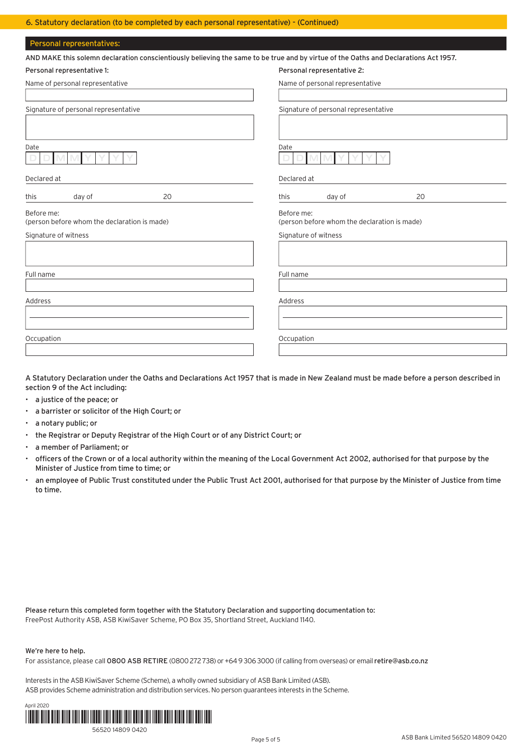## 6. Statutory declaration (to be completed by each personal representative) - (Continued)

### Personal representatives:

AND MAKE this solemn declaration conscientiously believing the same to be true and by virtue of the Oaths and Declarations Act 1957.

**Personal representative 1:**

Name of personal representative

Signature of personal representative

Date D D M M Y Y Y Y

Declared at

this day of 20

Before me:
(person before whom the declaration is made)

Signature of witness

Full name

Address

Occupation

**Personal representative 2:**

Name of personal representative

Signature of personal representative

Date D D M M Y Y Y Y

Declared at

this day of 20

Before me:
(person before whom the declaration is made)

Signature of witness

Full name

Address

Occupation

A Statutory Declaration under the Oaths and Declarations Act 1957 that is made in New Zealand must be made before a person described in section 9 of the Act including:

- a justice of the peace; or
- a barrister or solicitor of the High Court; or
- a notary public; or
- the Registrar or Deputy Registrar of the High Court or of any District Court; or
- a member of Parliament; or
- officers of the Crown or of a local authority within the meaning of the Local Government Act 2002, authorised for that purpose by the Minister of Justice from time to time; or
- an employee of Public Trust constituted under the Public Trust Act 2001, authorised for that purpose by the Minister of Justice from time to time.

**Please return this completed form together with the Statutory Declaration and supporting documentation to:**
FreePost Authority ASB, ASB KiwiSaver Scheme, PO Box 35, Shortland Street, Auckland 1140.

**We're here to help.**
For assistance, please call **0800 ASB RETIRE** (0800 272 738) or +64 9 306 3000 (if calling from overseas) or email **retire@asb.co.nz**

Interests in the ASB KiwiSaver Scheme (Scheme), a wholly owned subsidiary of ASB Bank Limited (ASB).
ASB provides Scheme administration and distribution services. No person guarantees interests in the Scheme.

April 2020

56520 14809 0420

ASB Bank Limited 56520 14809 0420